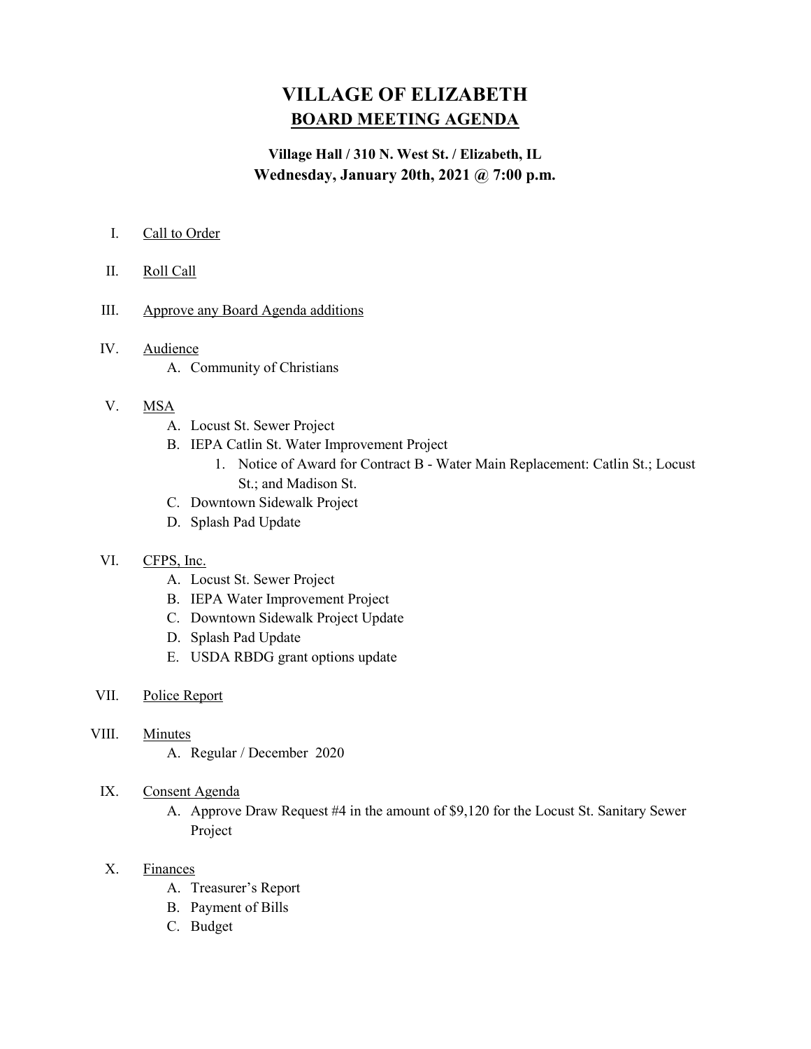# VILLAGE OF ELIZABETH

## BOARD MEETING AGENDA

**Village Hall / 310 N. West St. / Elizabeth, IL**
**Wednesday, January 20th, 2021 @ 7:00 p.m.**

I. Call to Order

II. Roll Call

III. Approve any Board Agenda additions

IV. Audience
   - A. Community of Christians

V. MSA
   - A. Locust St. Sewer Project
   - B. IEPA Catlin St. Water Improvement Project
     1. Notice of Award for Contract B - Water Main Replacement: Catlin St.; Locust St.; and Madison St.
   - C. Downtown Sidewalk Project
   - D. Splash Pad Update

VI. CFPS, Inc.
   - A. Locust St. Sewer Project
   - B. IEPA Water Improvement Project
   - C. Downtown Sidewalk Project Update
   - D. Splash Pad Update
   - E. USDA RBDG grant options update

VII. Police Report

VIII. Minutes
   - A. Regular / December 2020

IX. Consent Agenda
   - A. Approve Draw Request #4 in the amount of $9,120 for the Locust St. Sanitary Sewer Project

X. Finances
   - A. Treasurer's Report
   - B. Payment of Bills
   - C. Budget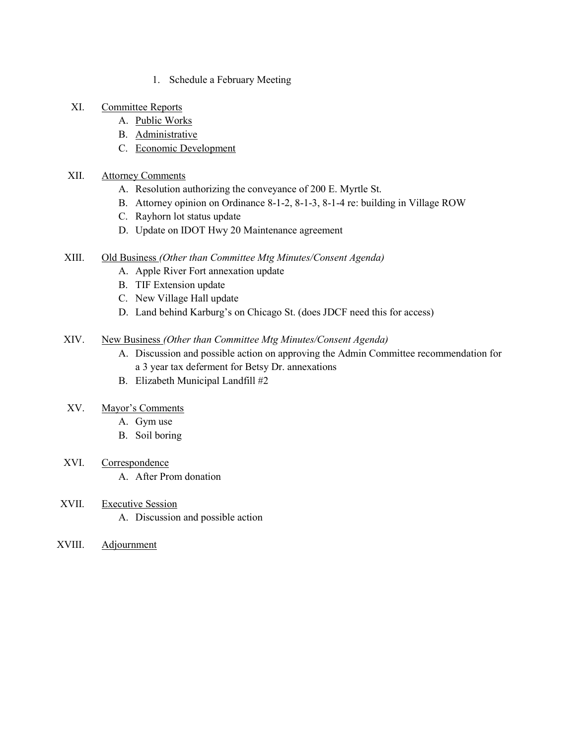1. Schedule a February Meeting

XI. Committee Reports
   A. Public Works
   B. Administrative
   C. Economic Development

XII. Attorney Comments
   A. Resolution authorizing the conveyance of 200 E. Myrtle St.
   B. Attorney opinion on Ordinance 8-1-2, 8-1-3, 8-1-4 re: building in Village ROW
   C. Rayhorn lot status update
   D. Update on IDOT Hwy 20 Maintenance agreement

XIII. Old Business *(Other than Committee Mtg Minutes/Consent Agenda)*
   A. Apple River Fort annexation update
   B. TIF Extension update
   C. New Village Hall update
   D. Land behind Karburg's on Chicago St. (does JDCF need this for access)

XIV. New Business *(Other than Committee Mtg Minutes/Consent Agenda)*
   A. Discussion and possible action on approving the Admin Committee recommendation for a 3 year tax deferment for Betsy Dr. annexations
   B. Elizabeth Municipal Landfill #2

XV. Mayor's Comments
   A. Gym use
   B. Soil boring

XVI. Correspondence
   A. After Prom donation

XVII. Executive Session
   A. Discussion and possible action

XVIII. Adjournment